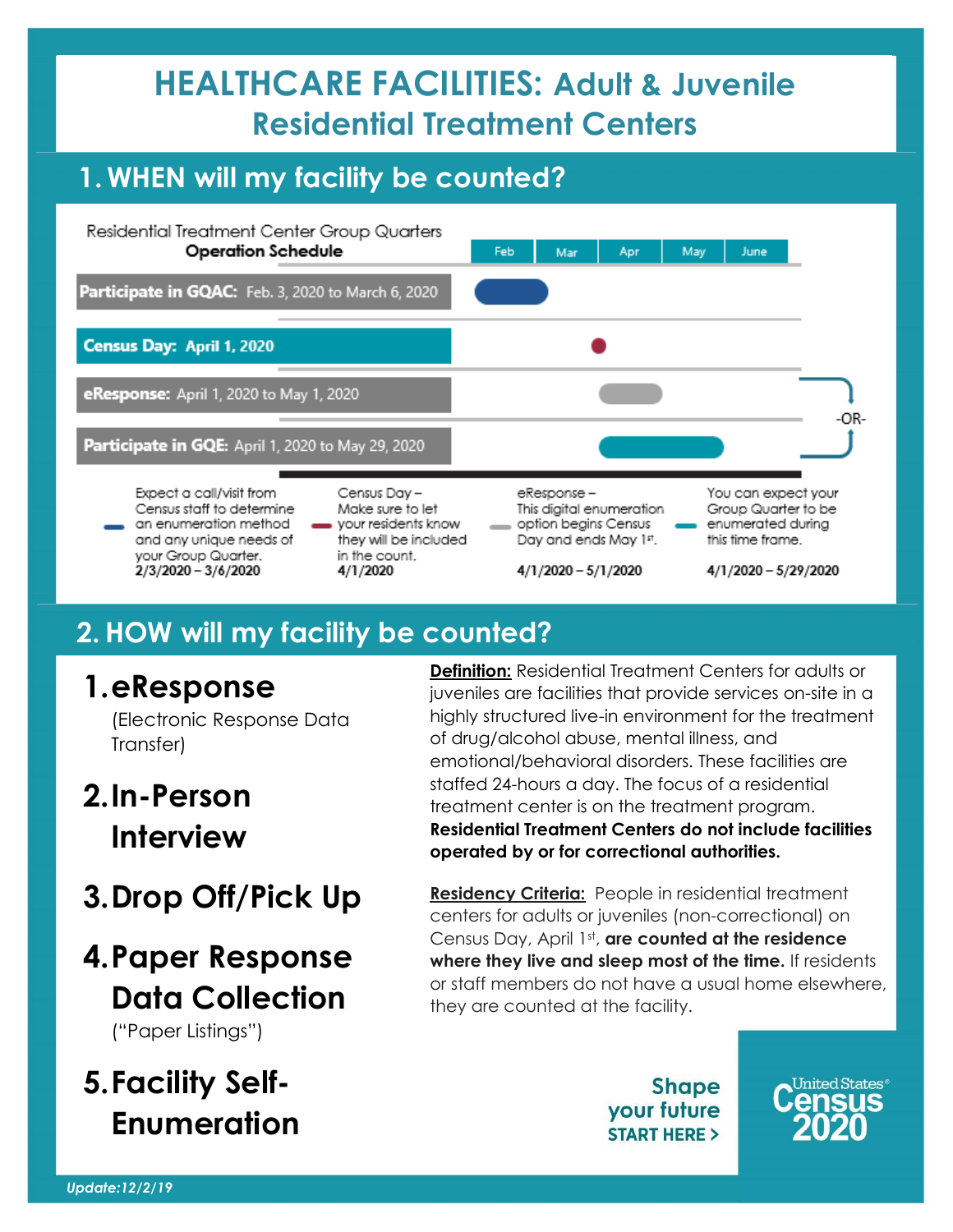# HEALTHCARE FACILITIES: Adult & Juvenile Residential Treatment Centers

## 1. WHEN will my facility be counted?

Residential Treatment Center Group Quarters **Operation Schedule**

| | Feb | Mar | Apr | May | June |
|---|---|---|---|---|---|
| **Participate in GQAC:** Feb. 3, 2020 to March 6, 2020 | | | | | |
| **Census Day:** April 1, 2020 | | | | | |
| **eResponse:** April 1, 2020 to May 1, 2020 | | | | | |
| **Participate in GQE:** April 1, 2020 to May 29, 2020 | | | | | |

-OR-

- Expect a call/visit from Census staff to determine an enumeration method and any unique needs of your Group Quarter. **2/3/2020 – 3/6/2020**
- Census Day – Make sure to let your residents know they will be included in the count. **4/1/2020**
- eResponse – This digital enumeration option begins Census Day and ends May 1st. **4/1/2020 – 5/1/2020**
- You can expect your Group Quarter to be enumerated during this time frame. **4/1/2020 – 5/29/2020**

## 2. HOW will my facility be counted?

1. **eResponse**
   (Electronic Response Data Transfer)
2. **In-Person Interview**
3. **Drop Off/Pick Up**
4. **Paper Response Data Collection**
   ("Paper Listings")
5. **Facility Self-Enumeration**

**Definition:** Residential Treatment Centers for adults or juveniles are facilities that provide services on-site in a highly structured live-in environment for the treatment of drug/alcohol abuse, mental illness, and emotional/behavioral disorders. These facilities are staffed 24-hours a day. The focus of a residential treatment center is on the treatment program. **Residential Treatment Centers do not include facilities operated by or for correctional authorities.**

**Residency Criteria:** People in residential treatment centers for adults or juveniles (non-correctional) on Census Day, April 1st, **are counted at the residence where they live and sleep most of the time.** If residents or staff members do not have a usual home elsewhere, they are counted at the facility.

Shape your future START HERE >

United States Census 2020

*Update:12/2/19*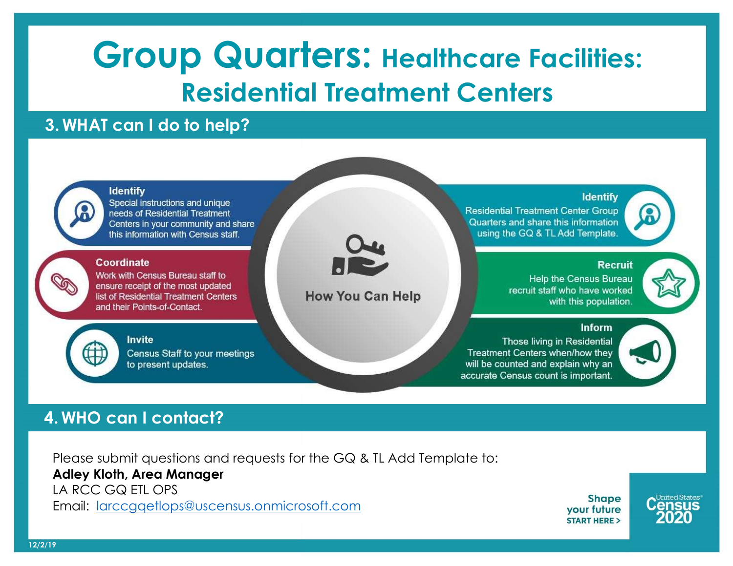# Group Quarters: Healthcare Facilities: Residential Treatment Centers

## 3. WHAT can I do to help?

How You Can Help

**Identify**
Special instructions and unique needs of Residential Treatment Centers in your community and share this information with Census staff.

**Coordinate**
Work with Census Bureau staff to ensure receipt of the most updated list of Residential Treatment Centers and their Points-of-Contact.

**Invite**
Census Staff to your meetings to present updates.

**Identify**
Residential Treatment Center Group Quarters and share this information using the GQ & TL Add Template.

**Recruit**
Help the Census Bureau recruit staff who have worked with this population.

**Inform**
Those living in Residential Treatment Centers when/how they will be counted and explain why an accurate Census count is important.

## 4. WHO can I contact?

Please submit questions and requests for the GQ & TL Add Template to:
**Adley Kloth, Area Manager**
LA RCC GQ ETL OPS
Email: larccgqetlops@uscensus.onmicrosoft.com

Shape your future START HERE >

United States Census 2020

12/2/19